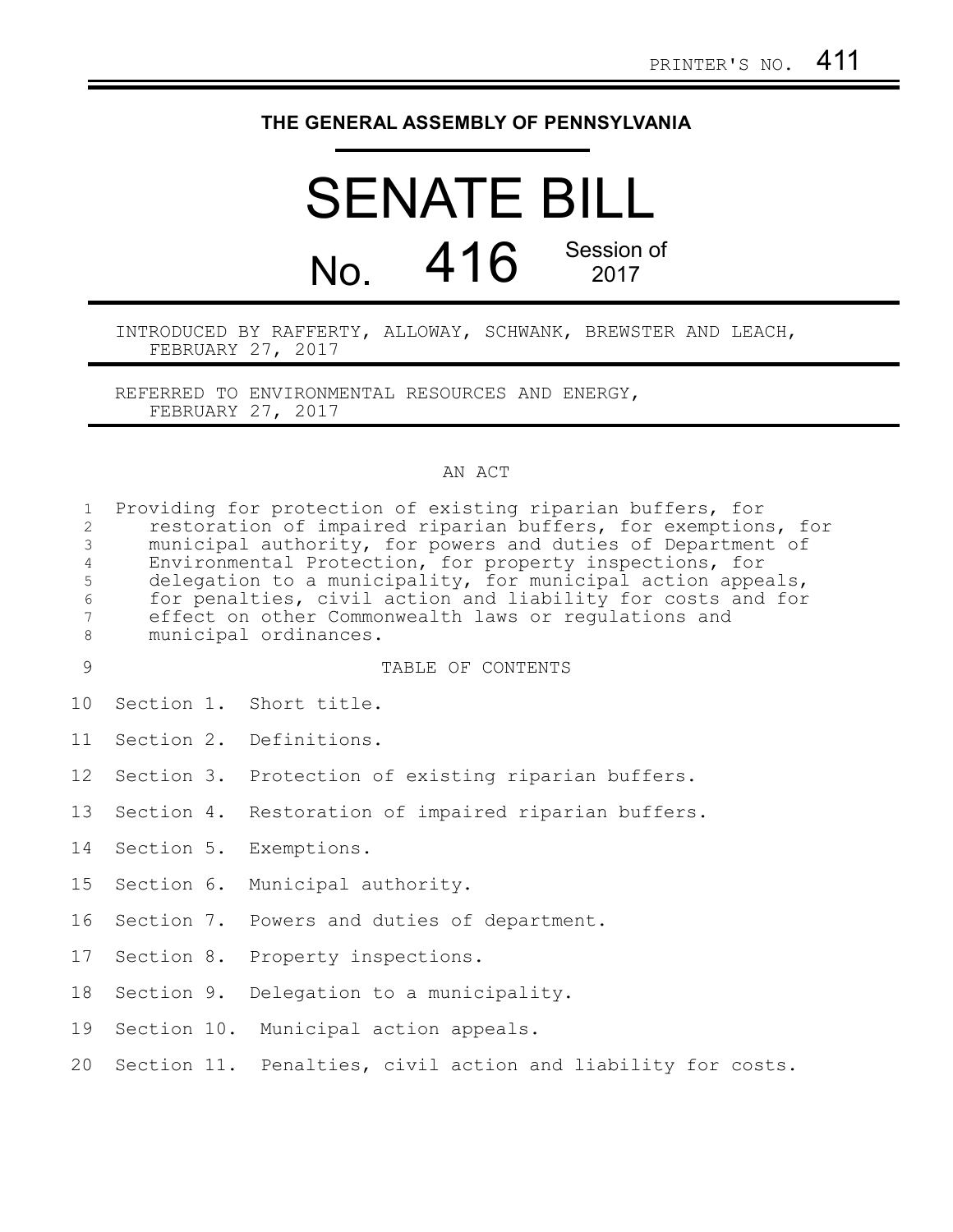PRINTER'S NO. 411

# THE GENERAL ASSEMBLY OF PENNSYLVANIA

# SENATE BILL

## No. 416 Session of 2017

INTRODUCED BY RAFFERTY, ALLOWAY, SCHWANK, BREWSTER AND LEACH, FEBRUARY 27, 2017

REFERRED TO ENVIRONMENTAL RESOURCES AND ENERGY, FEBRUARY 27, 2017

AN ACT

1 Providing for protection of existing riparian buffers, for
2 restoration of impaired riparian buffers, for exemptions, for
3 municipal authority, for powers and duties of Department of
4 Environmental Protection, for property inspections, for
5 delegation to a municipality, for municipal action appeals,
6 for penalties, civil action and liability for costs and for
7 effect on other Commonwealth laws or regulations and
8 municipal ordinances.

9 TABLE OF CONTENTS

10 Section 1. Short title.

11 Section 2. Definitions.

12 Section 3. Protection of existing riparian buffers.

13 Section 4. Restoration of impaired riparian buffers.

14 Section 5. Exemptions.

15 Section 6. Municipal authority.

16 Section 7. Powers and duties of department.

17 Section 8. Property inspections.

18 Section 9. Delegation to a municipality.

19 Section 10. Municipal action appeals.

20 Section 11. Penalties, civil action and liability for costs.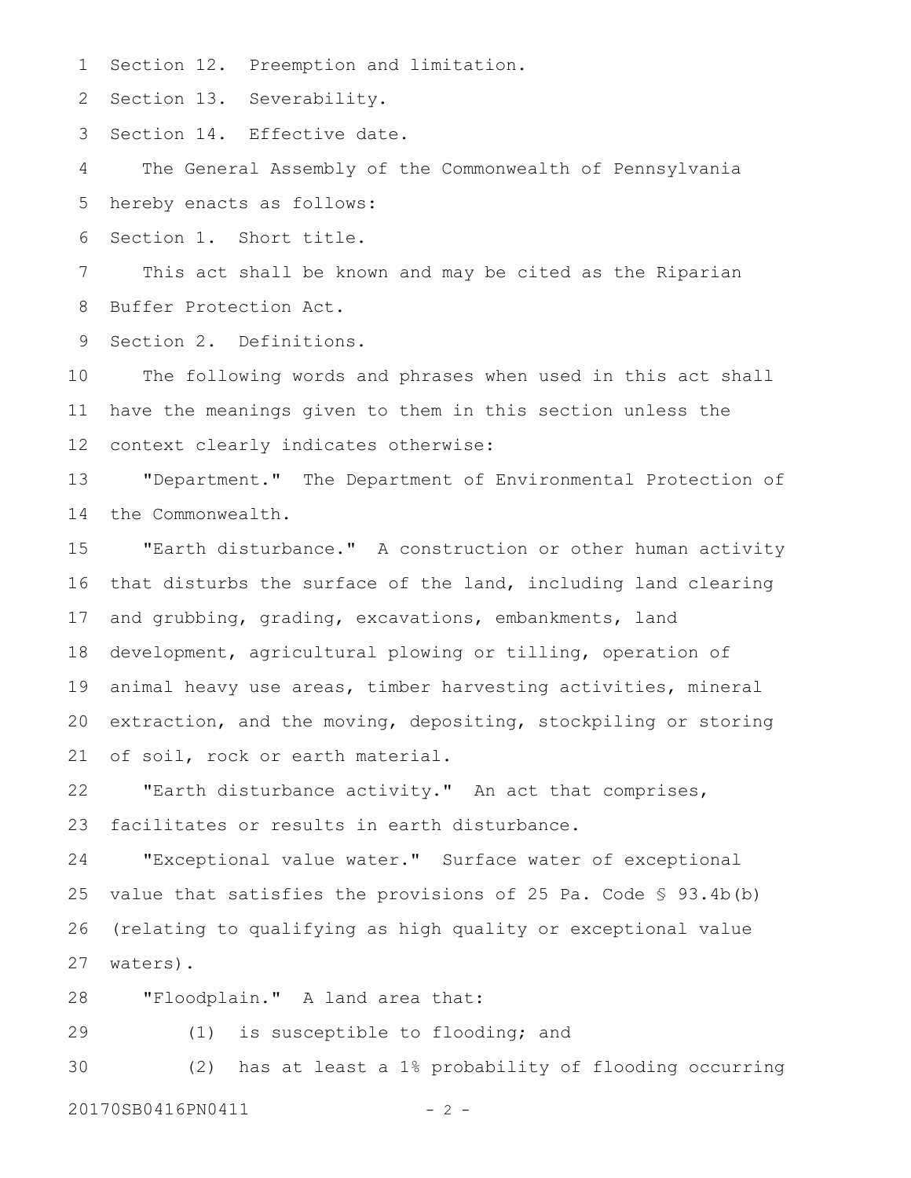Section 12. Preemption and limitation.

Section 13. Severability.

Section 14. Effective date.

The General Assembly of the Commonwealth of Pennsylvania hereby enacts as follows:

Section 1. Short title.

This act shall be known and may be cited as the Riparian Buffer Protection Act.

Section 2. Definitions.

The following words and phrases when used in this act shall have the meanings given to them in this section unless the context clearly indicates otherwise:

"Department." The Department of Environmental Protection of the Commonwealth.

"Earth disturbance." A construction or other human activity that disturbs the surface of the land, including land clearing and grubbing, grading, excavations, embankments, land development, agricultural plowing or tilling, operation of animal heavy use areas, timber harvesting activities, mineral extraction, and the moving, depositing, stockpiling or storing of soil, rock or earth material.

"Earth disturbance activity." An act that comprises, facilitates or results in earth disturbance.

"Exceptional value water." Surface water of exceptional value that satisfies the provisions of 25 Pa. Code § 93.4b(b) (relating to qualifying as high quality or exceptional value waters).

"Floodplain." A land area that:

(1) is susceptible to flooding; and

(2) has at least a 1% probability of flooding occurring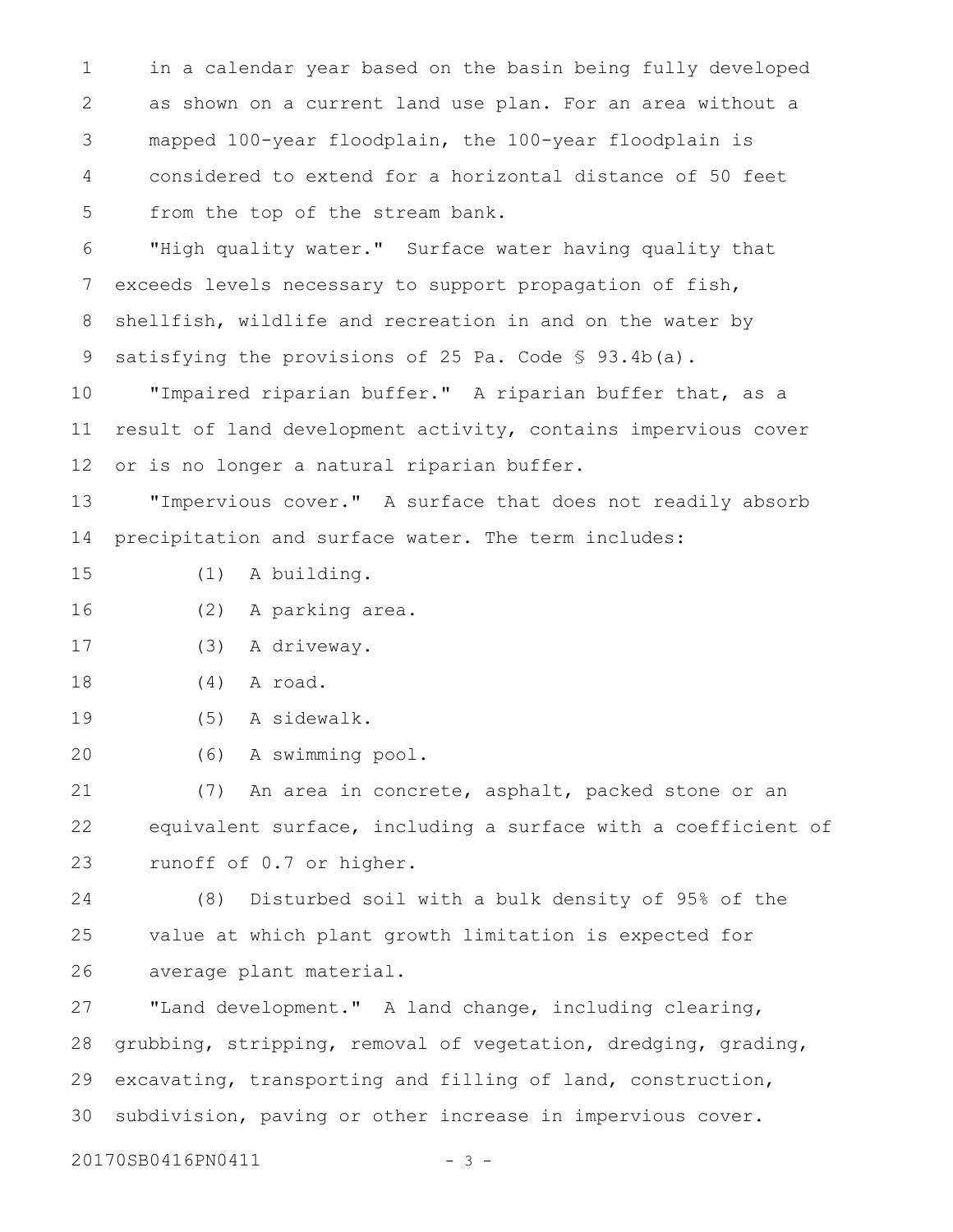in a calendar year based on the basin being fully developed as shown on a current land use plan. For an area without a mapped 100-year floodplain, the 100-year floodplain is considered to extend for a horizontal distance of 50 feet from the top of the stream bank.

"High quality water." Surface water having quality that exceeds levels necessary to support propagation of fish, shellfish, wildlife and recreation in and on the water by satisfying the provisions of 25 Pa. Code § 93.4b(a).

"Impaired riparian buffer." A riparian buffer that, as a result of land development activity, contains impervious cover or is no longer a natural riparian buffer.

"Impervious cover." A surface that does not readily absorb precipitation and surface water. The term includes:

(1) A building.

(2) A parking area.

(3) A driveway.

(4) A road.

(5) A sidewalk.

(6) A swimming pool.

(7) An area in concrete, asphalt, packed stone or an equivalent surface, including a surface with a coefficient of runoff of 0.7 or higher.

(8) Disturbed soil with a bulk density of 95% of the value at which plant growth limitation is expected for average plant material.

"Land development." A land change, including clearing, grubbing, stripping, removal of vegetation, dredging, grading, excavating, transporting and filling of land, construction, subdivision, paving or other increase in impervious cover.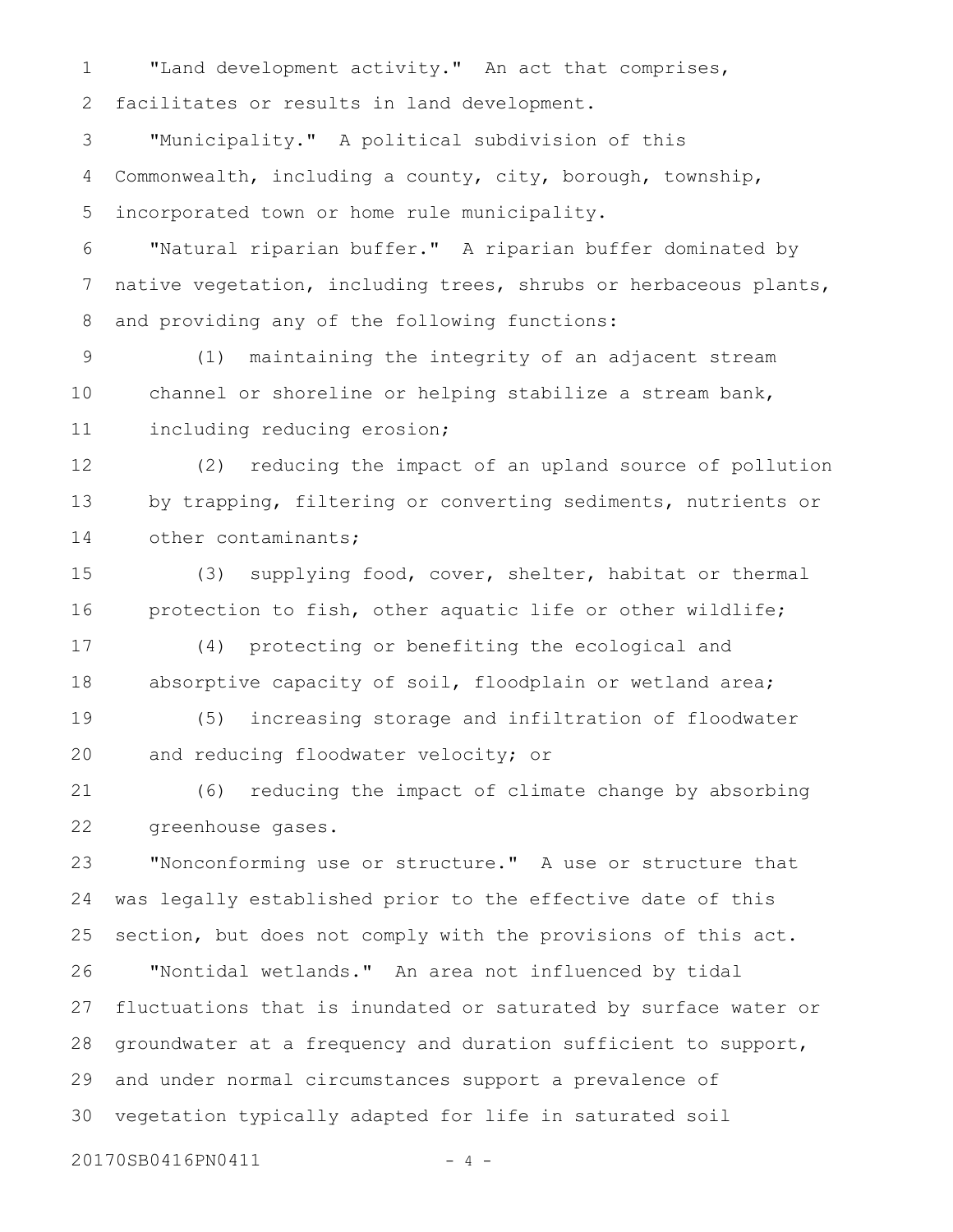"Land development activity." An act that comprises, facilitates or results in land development.

"Municipality." A political subdivision of this Commonwealth, including a county, city, borough, township, incorporated town or home rule municipality.

"Natural riparian buffer." A riparian buffer dominated by native vegetation, including trees, shrubs or herbaceous plants, and providing any of the following functions:

(1) maintaining the integrity of an adjacent stream channel or shoreline or helping stabilize a stream bank, including reducing erosion;

(2) reducing the impact of an upland source of pollution by trapping, filtering or converting sediments, nutrients or other contaminants;

(3) supplying food, cover, shelter, habitat or thermal protection to fish, other aquatic life or other wildlife;

(4) protecting or benefiting the ecological and absorptive capacity of soil, floodplain or wetland area;

(5) increasing storage and infiltration of floodwater and reducing floodwater velocity; or

(6) reducing the impact of climate change by absorbing greenhouse gases.

"Nonconforming use or structure." A use or structure that was legally established prior to the effective date of this section, but does not comply with the provisions of this act.

"Nontidal wetlands." An area not influenced by tidal fluctuations that is inundated or saturated by surface water or groundwater at a frequency and duration sufficient to support, and under normal circumstances support a prevalence of vegetation typically adapted for life in saturated soil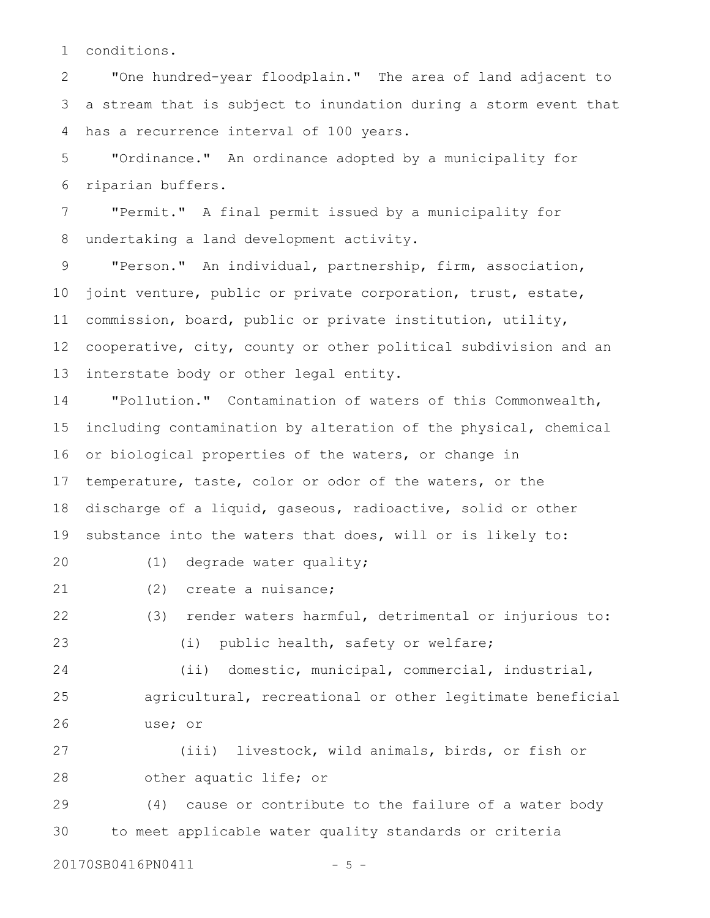conditions.

"One hundred-year floodplain." The area of land adjacent to a stream that is subject to inundation during a storm event that has a recurrence interval of 100 years.

"Ordinance." An ordinance adopted by a municipality for riparian buffers.

"Permit." A final permit issued by a municipality for undertaking a land development activity.

"Person." An individual, partnership, firm, association, joint venture, public or private corporation, trust, estate, commission, board, public or private institution, utility, cooperative, city, county or other political subdivision and an interstate body or other legal entity.

"Pollution." Contamination of waters of this Commonwealth, including contamination by alteration of the physical, chemical or biological properties of the waters, or change in temperature, taste, color or odor of the waters, or the discharge of a liquid, gaseous, radioactive, solid or other substance into the waters that does, will or is likely to:

(1) degrade water quality;

(2) create a nuisance;

(3) render waters harmful, detrimental or injurious to:

(i) public health, safety or welfare;

(ii) domestic, municipal, commercial, industrial, agricultural, recreational or other legitimate beneficial use; or

(iii) livestock, wild animals, birds, or fish or other aquatic life; or

(4) cause or contribute to the failure of a water body to meet applicable water quality standards or criteria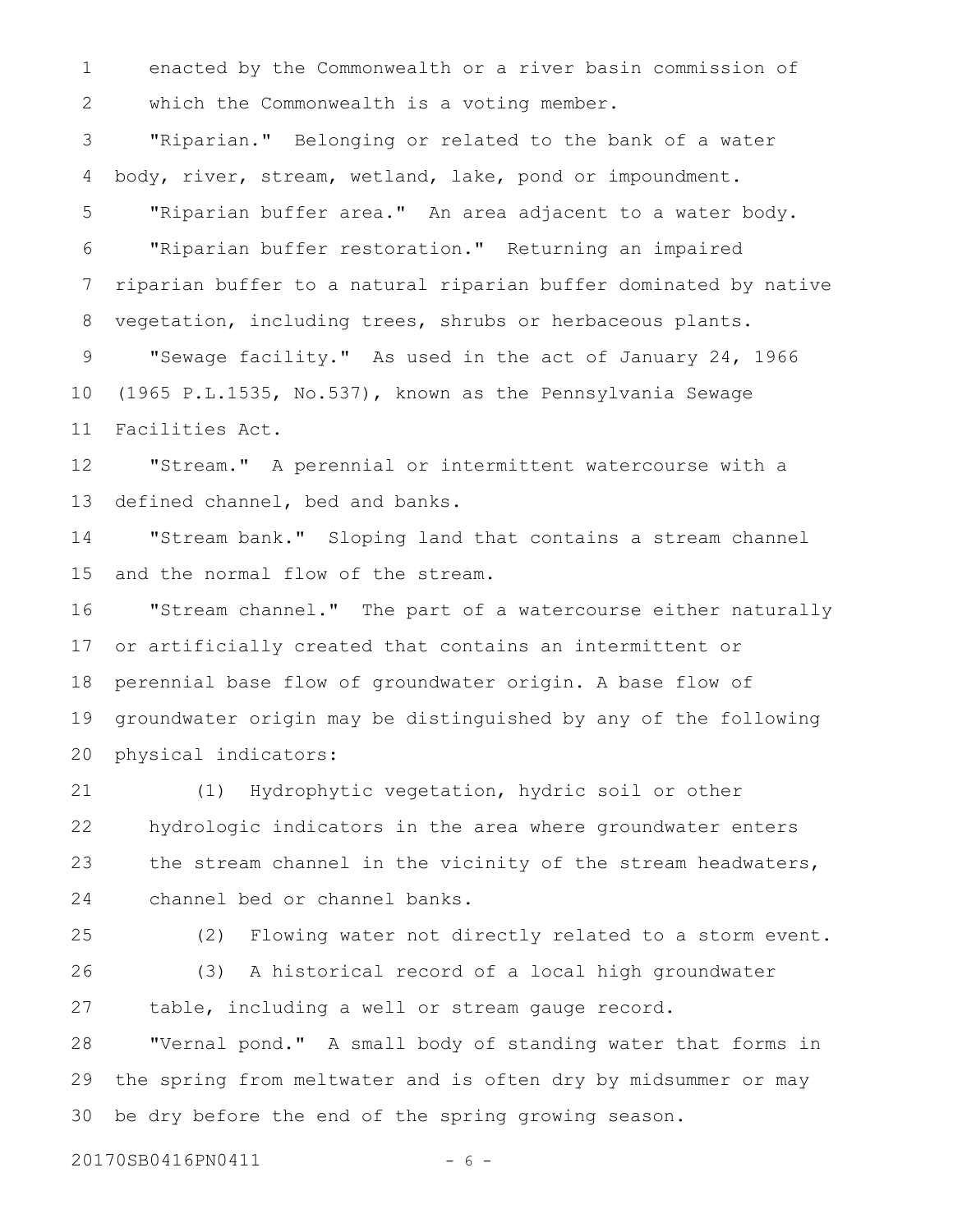enacted by the Commonwealth or a river basin commission of which the Commonwealth is a voting member.

"Riparian." Belonging or related to the bank of a water body, river, stream, wetland, lake, pond or impoundment.

"Riparian buffer area." An area adjacent to a water body.

"Riparian buffer restoration." Returning an impaired riparian buffer to a natural riparian buffer dominated by native vegetation, including trees, shrubs or herbaceous plants.

"Sewage facility." As used in the act of January 24, 1966 (1965 P.L.1535, No.537), known as the Pennsylvania Sewage Facilities Act.

"Stream." A perennial or intermittent watercourse with a defined channel, bed and banks.

"Stream bank." Sloping land that contains a stream channel and the normal flow of the stream.

"Stream channel." The part of a watercourse either naturally or artificially created that contains an intermittent or perennial base flow of groundwater origin. A base flow of groundwater origin may be distinguished by any of the following physical indicators:

(1) Hydrophytic vegetation, hydric soil or other hydrologic indicators in the area where groundwater enters the stream channel in the vicinity of the stream headwaters, channel bed or channel banks.

(2) Flowing water not directly related to a storm event.

(3) A historical record of a local high groundwater table, including a well or stream gauge record.

"Vernal pond." A small body of standing water that forms in the spring from meltwater and is often dry by midsummer or may be dry before the end of the spring growing season.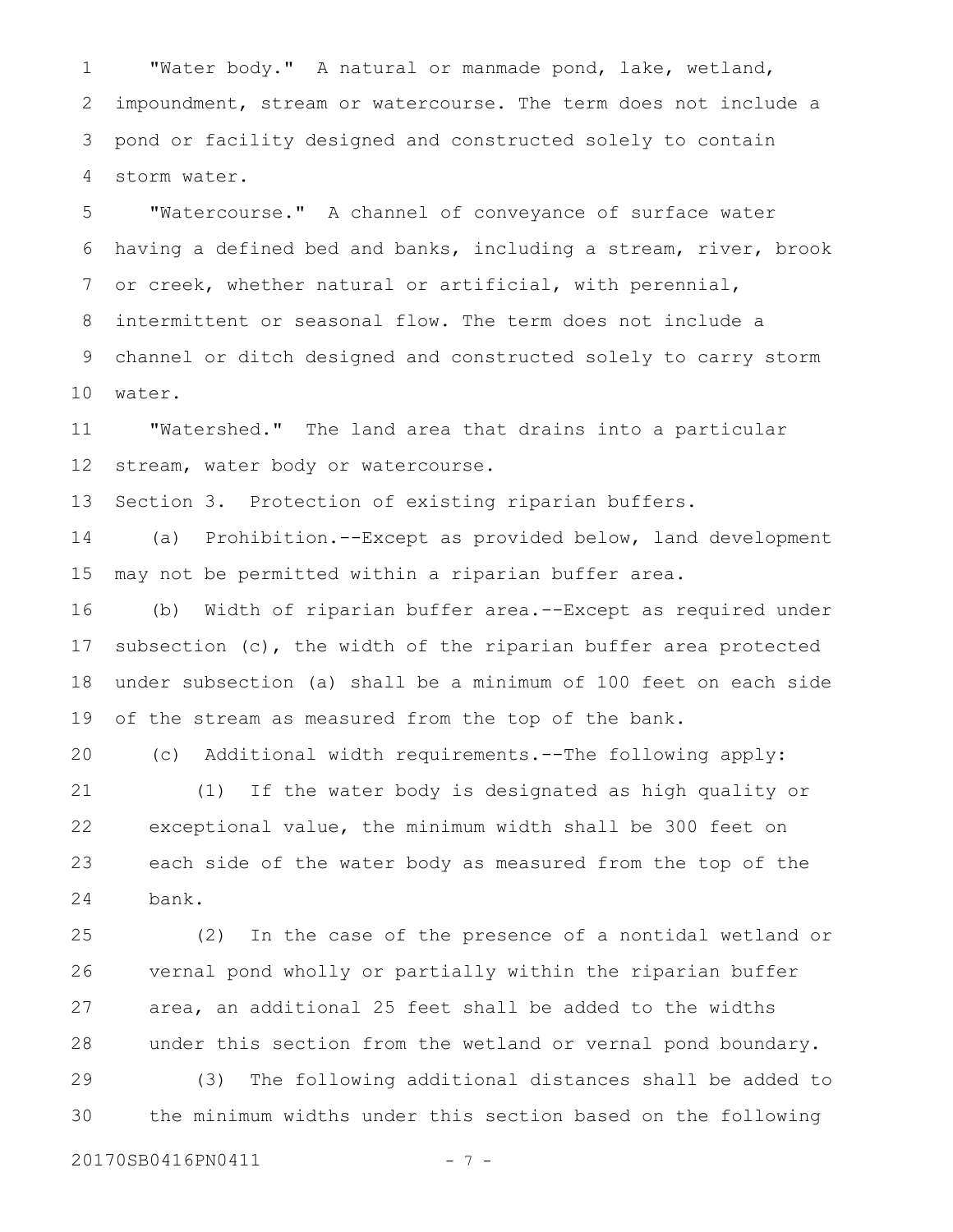"Water body." A natural or manmade pond, lake, wetland, impoundment, stream or watercourse. The term does not include a pond or facility designed and constructed solely to contain storm water.

"Watercourse." A channel of conveyance of surface water having a defined bed and banks, including a stream, river, brook or creek, whether natural or artificial, with perennial, intermittent or seasonal flow. The term does not include a channel or ditch designed and constructed solely to carry storm water.

"Watershed." The land area that drains into a particular stream, water body or watercourse.

Section 3. Protection of existing riparian buffers.

(a) Prohibition.--Except as provided below, land development may not be permitted within a riparian buffer area.

(b) Width of riparian buffer area.--Except as required under subsection (c), the width of the riparian buffer area protected under subsection (a) shall be a minimum of 100 feet on each side of the stream as measured from the top of the bank.

(c) Additional width requirements.--The following apply:

(1) If the water body is designated as high quality or exceptional value, the minimum width shall be 300 feet on each side of the water body as measured from the top of the bank.

(2) In the case of the presence of a nontidal wetland or vernal pond wholly or partially within the riparian buffer area, an additional 25 feet shall be added to the widths under this section from the wetland or vernal pond boundary.

(3) The following additional distances shall be added to the minimum widths under this section based on the following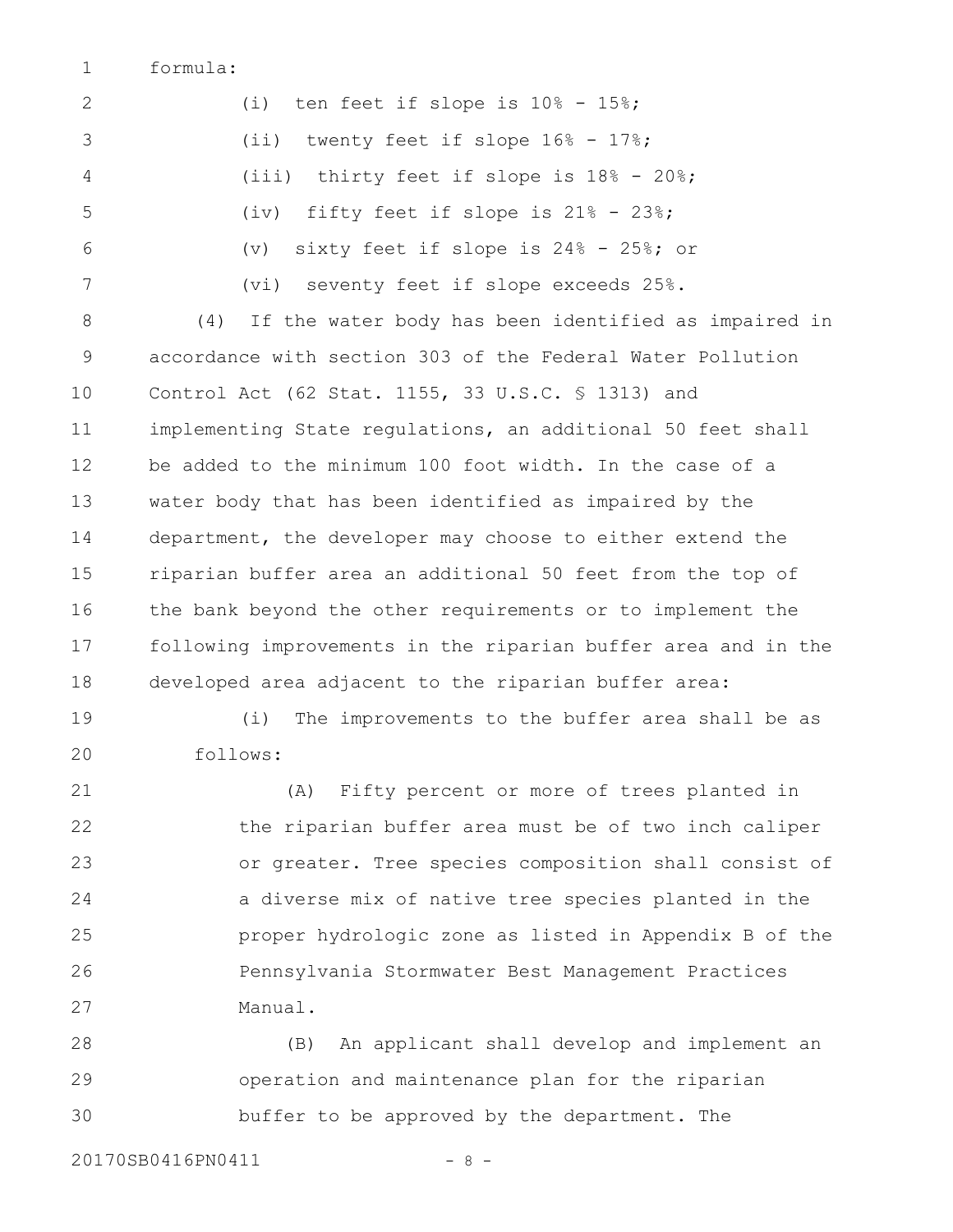formula:

(i) ten feet if slope is 10% - 15%;

(ii) twenty feet if slope 16% - 17%;

(iii) thirty feet if slope is 18% - 20%;

(iv) fifty feet if slope is 21% - 23%;

(v) sixty feet if slope is 24% - 25%; or

(vi) seventy feet if slope exceeds 25%.

(4) If the water body has been identified as impaired in accordance with section 303 of the Federal Water Pollution Control Act (62 Stat. 1155, 33 U.S.C. § 1313) and implementing State regulations, an additional 50 feet shall be added to the minimum 100 foot width. In the case of a water body that has been identified as impaired by the department, the developer may choose to either extend the riparian buffer area an additional 50 feet from the top of the bank beyond the other requirements or to implement the following improvements in the riparian buffer area and in the developed area adjacent to the riparian buffer area:

(i) The improvements to the buffer area shall be as follows:

(A) Fifty percent or more of trees planted in the riparian buffer area must be of two inch caliper or greater. Tree species composition shall consist of a diverse mix of native tree species planted in the proper hydrologic zone as listed in Appendix B of the Pennsylvania Stormwater Best Management Practices Manual.

(B) An applicant shall develop and implement an operation and maintenance plan for the riparian buffer to be approved by the department. The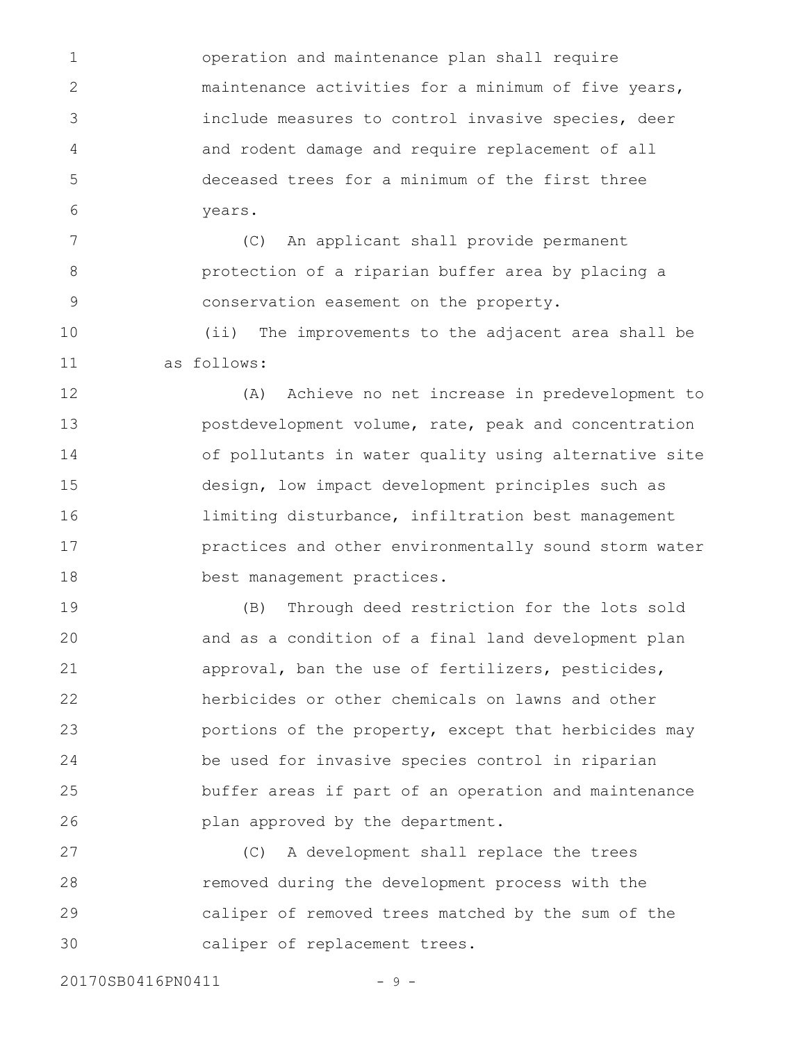operation and maintenance plan shall require maintenance activities for a minimum of five years, include measures to control invasive species, deer and rodent damage and require replacement of all deceased trees for a minimum of the first three years.

(C) An applicant shall provide permanent protection of a riparian buffer area by placing a conservation easement on the property.

(ii) The improvements to the adjacent area shall be as follows:

(A) Achieve no net increase in predevelopment to postdevelopment volume, rate, peak and concentration of pollutants in water quality using alternative site design, low impact development principles such as limiting disturbance, infiltration best management practices and other environmentally sound storm water best management practices.

(B) Through deed restriction for the lots sold and as a condition of a final land development plan approval, ban the use of fertilizers, pesticides, herbicides or other chemicals on lawns and other portions of the property, except that herbicides may be used for invasive species control in riparian buffer areas if part of an operation and maintenance plan approved by the department.

(C) A development shall replace the trees removed during the development process with the caliper of removed trees matched by the sum of the caliper of replacement trees.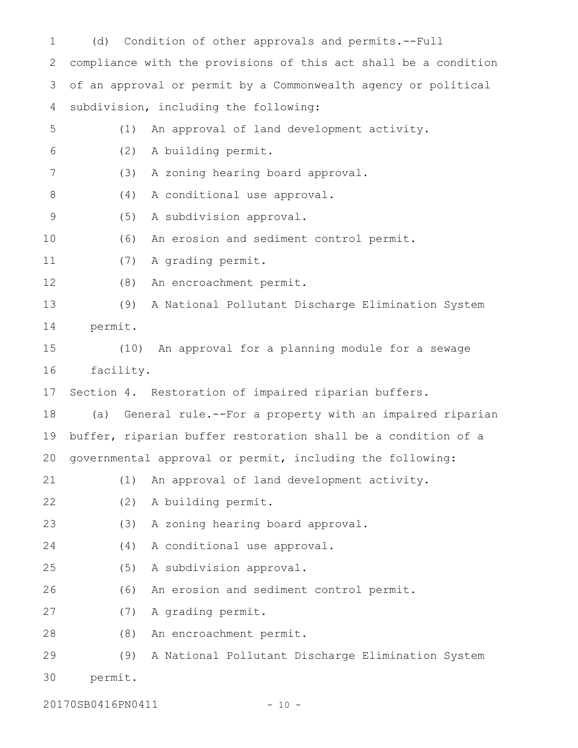(d) Condition of other approvals and permits.--Full compliance with the provisions of this act shall be a condition of an approval or permit by a Commonwealth agency or political subdivision, including the following:

(1) An approval of land development activity.

(2) A building permit.

(3) A zoning hearing board approval.

(4) A conditional use approval.

(5) A subdivision approval.

(6) An erosion and sediment control permit.

(7) A grading permit.

(8) An encroachment permit.

(9) A National Pollutant Discharge Elimination System permit.

(10) An approval for a planning module for a sewage facility.

Section 4. Restoration of impaired riparian buffers.

(a) General rule.--For a property with an impaired riparian buffer, riparian buffer restoration shall be a condition of a governmental approval or permit, including the following:

(1) An approval of land development activity.

(2) A building permit.

(3) A zoning hearing board approval.

(4) A conditional use approval.

(5) A subdivision approval.

(6) An erosion and sediment control permit.

(7) A grading permit.

(8) An encroachment permit.

(9) A National Pollutant Discharge Elimination System permit.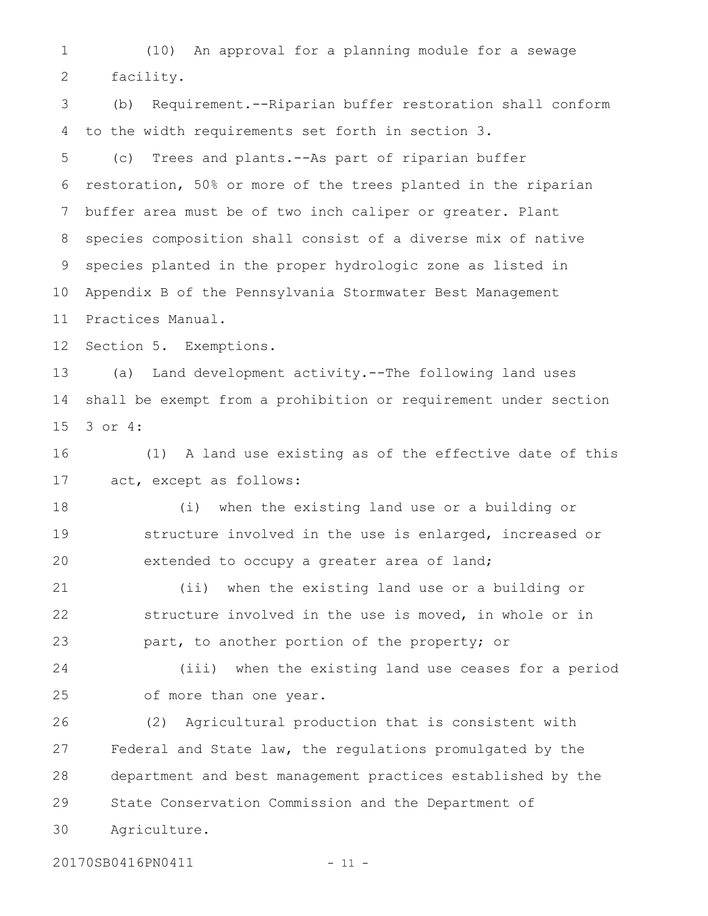(10) An approval for a planning module for a sewage facility.

(b) Requirement.--Riparian buffer restoration shall conform to the width requirements set forth in section 3.

(c) Trees and plants.--As part of riparian buffer restoration, 50% or more of the trees planted in the riparian buffer area must be of two inch caliper or greater. Plant species composition shall consist of a diverse mix of native species planted in the proper hydrologic zone as listed in Appendix B of the Pennsylvania Stormwater Best Management Practices Manual.

Section 5. Exemptions.

(a) Land development activity.--The following land uses shall be exempt from a prohibition or requirement under section 3 or 4:

(1) A land use existing as of the effective date of this act, except as follows:

(i) when the existing land use or a building or structure involved in the use is enlarged, increased or extended to occupy a greater area of land;

(ii) when the existing land use or a building or structure involved in the use is moved, in whole or in part, to another portion of the property; or

(iii) when the existing land use ceases for a period of more than one year.

(2) Agricultural production that is consistent with Federal and State law, the regulations promulgated by the department and best management practices established by the State Conservation Commission and the Department of Agriculture.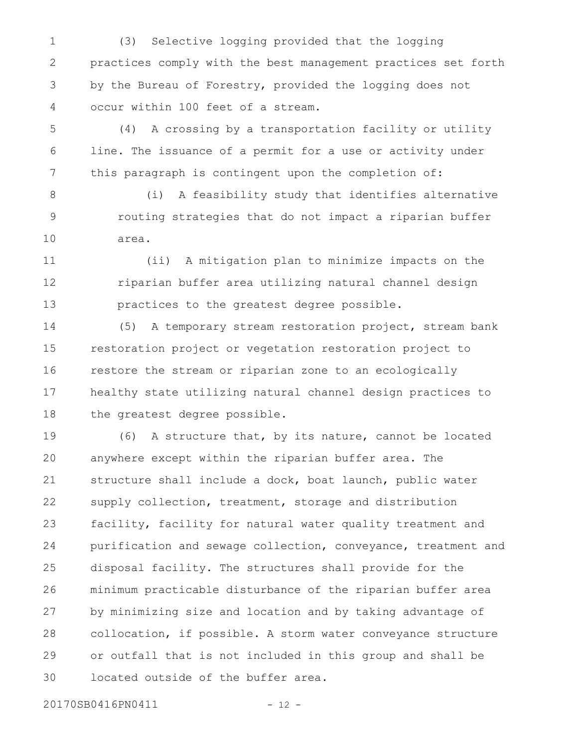(3) Selective logging provided that the logging practices comply with the best management practices set forth by the Bureau of Forestry, provided the logging does not occur within 100 feet of a stream.

(4) A crossing by a transportation facility or utility line. The issuance of a permit for a use or activity under this paragraph is contingent upon the completion of:

(i) A feasibility study that identifies alternative routing strategies that do not impact a riparian buffer area.

(ii) A mitigation plan to minimize impacts on the riparian buffer area utilizing natural channel design practices to the greatest degree possible.

(5) A temporary stream restoration project, stream bank restoration project or vegetation restoration project to restore the stream or riparian zone to an ecologically healthy state utilizing natural channel design practices to the greatest degree possible.

(6) A structure that, by its nature, cannot be located anywhere except within the riparian buffer area. The structure shall include a dock, boat launch, public water supply collection, treatment, storage and distribution facility, facility for natural water quality treatment and purification and sewage collection, conveyance, treatment and disposal facility. The structures shall provide for the minimum practicable disturbance of the riparian buffer area by minimizing size and location and by taking advantage of collocation, if possible. A storm water conveyance structure or outfall that is not included in this group and shall be located outside of the buffer area.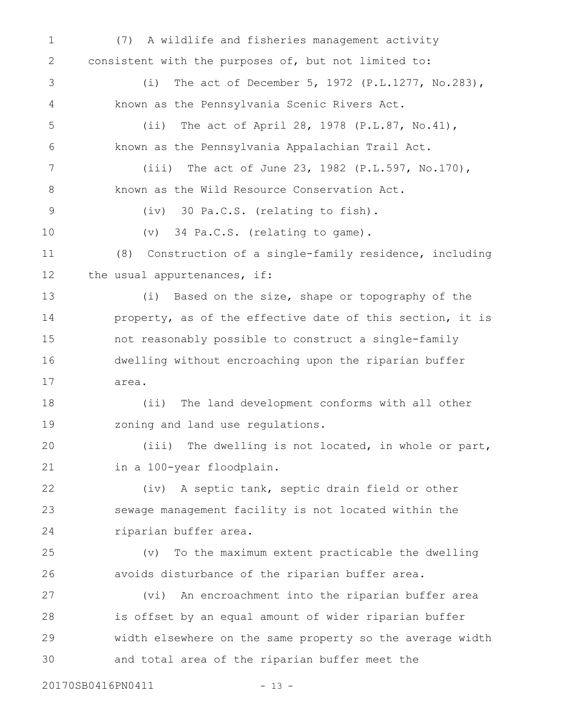(7) A wildlife and fisheries management activity consistent with the purposes of, but not limited to:

(i) The act of December 5, 1972 (P.L.1277, No.283), known as the Pennsylvania Scenic Rivers Act.

(ii) The act of April 28, 1978 (P.L.87, No.41), known as the Pennsylvania Appalachian Trail Act.

(iii) The act of June 23, 1982 (P.L.597, No.170), known as the Wild Resource Conservation Act.

(iv) 30 Pa.C.S. (relating to fish).

(v) 34 Pa.C.S. (relating to game).

(8) Construction of a single-family residence, including the usual appurtenances, if:

(i) Based on the size, shape or topography of the property, as of the effective date of this section, it is not reasonably possible to construct a single-family dwelling without encroaching upon the riparian buffer area.

(ii) The land development conforms with all other zoning and land use regulations.

(iii) The dwelling is not located, in whole or part, in a 100-year floodplain.

(iv) A septic tank, septic drain field or other sewage management facility is not located within the riparian buffer area.

(v) To the maximum extent practicable the dwelling avoids disturbance of the riparian buffer area.

(vi) An encroachment into the riparian buffer area is offset by an equal amount of wider riparian buffer width elsewhere on the same property so the average width and total area of the riparian buffer meet the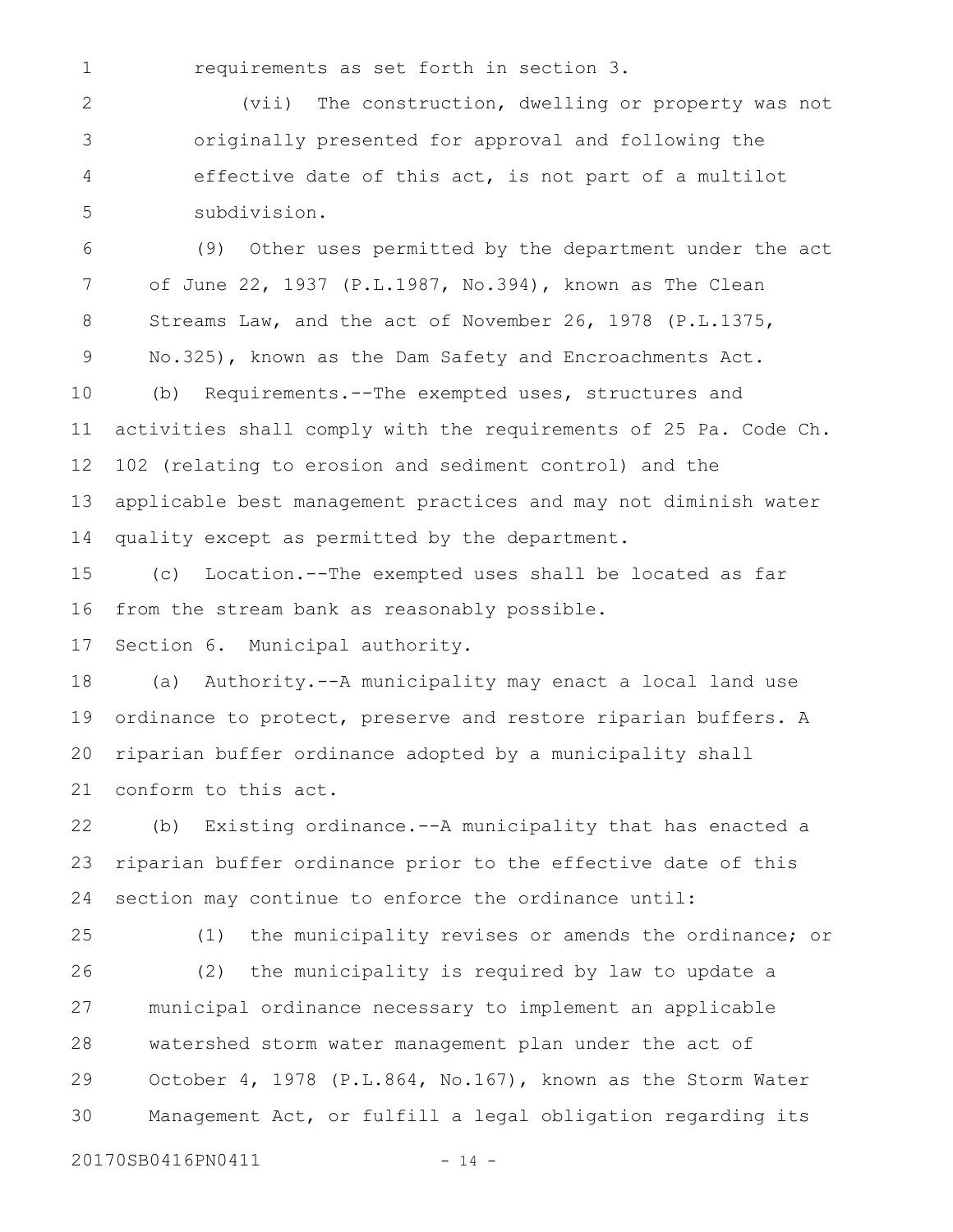requirements as set forth in section 3.

(vii) The construction, dwelling or property was not originally presented for approval and following the effective date of this act, is not part of a multilot subdivision.

(9) Other uses permitted by the department under the act of June 22, 1937 (P.L.1987, No.394), known as The Clean Streams Law, and the act of November 26, 1978 (P.L.1375, No.325), known as the Dam Safety and Encroachments Act.

(b) Requirements.--The exempted uses, structures and activities shall comply with the requirements of 25 Pa. Code Ch. 102 (relating to erosion and sediment control) and the applicable best management practices and may not diminish water quality except as permitted by the department.

(c) Location.--The exempted uses shall be located as far from the stream bank as reasonably possible.

Section 6. Municipal authority.

(a) Authority.--A municipality may enact a local land use ordinance to protect, preserve and restore riparian buffers. A riparian buffer ordinance adopted by a municipality shall conform to this act.

(b) Existing ordinance.--A municipality that has enacted a riparian buffer ordinance prior to the effective date of this section may continue to enforce the ordinance until:

(1) the municipality revises or amends the ordinance; or

(2) the municipality is required by law to update a municipal ordinance necessary to implement an applicable watershed storm water management plan under the act of October 4, 1978 (P.L.864, No.167), known as the Storm Water Management Act, or fulfill a legal obligation regarding its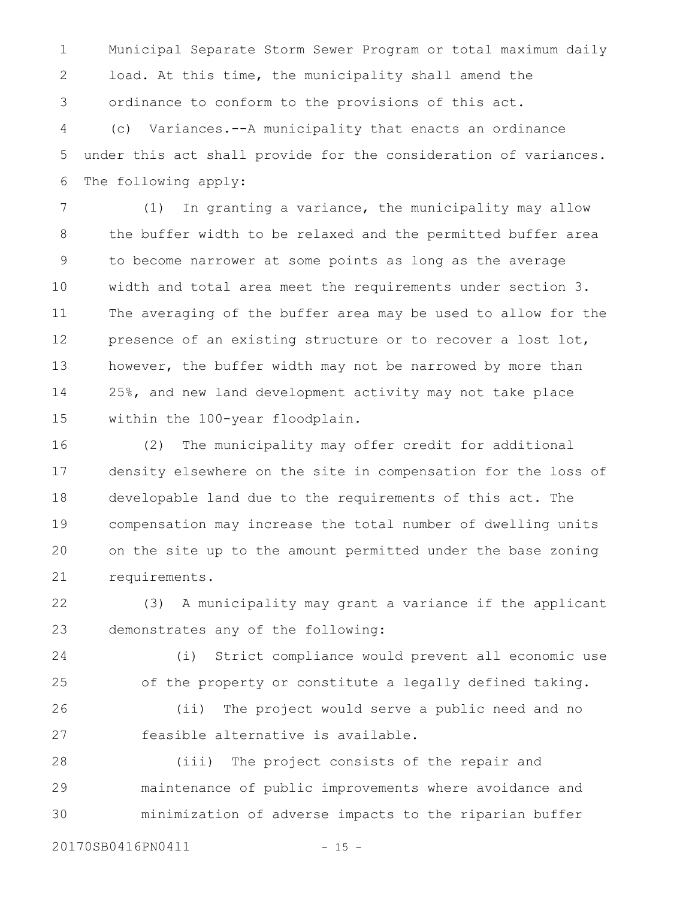Municipal Separate Storm Sewer Program or total maximum daily load. At this time, the municipality shall amend the ordinance to conform to the provisions of this act.

(c) Variances.--A municipality that enacts an ordinance under this act shall provide for the consideration of variances. The following apply:

(1) In granting a variance, the municipality may allow the buffer width to be relaxed and the permitted buffer area to become narrower at some points as long as the average width and total area meet the requirements under section 3. The averaging of the buffer area may be used to allow for the presence of an existing structure or to recover a lost lot, however, the buffer width may not be narrowed by more than 25%, and new land development activity may not take place within the 100-year floodplain.

(2) The municipality may offer credit for additional density elsewhere on the site in compensation for the loss of developable land due to the requirements of this act. The compensation may increase the total number of dwelling units on the site up to the amount permitted under the base zoning requirements.

(3) A municipality may grant a variance if the applicant demonstrates any of the following:

(i) Strict compliance would prevent all economic use of the property or constitute a legally defined taking.

(ii) The project would serve a public need and no feasible alternative is available.

(iii) The project consists of the repair and maintenance of public improvements where avoidance and minimization of adverse impacts to the riparian buffer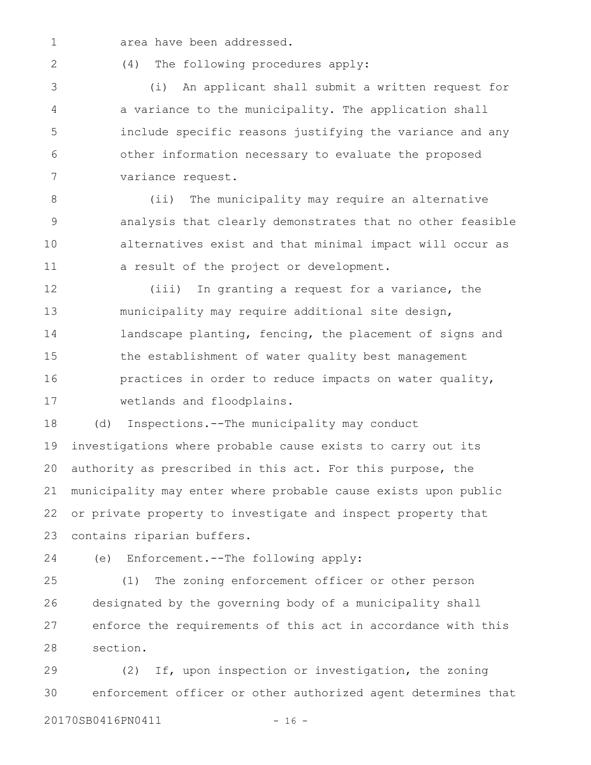area have been addressed.

(4) The following procedures apply:

(i) An applicant shall submit a written request for a variance to the municipality. The application shall include specific reasons justifying the variance and any other information necessary to evaluate the proposed variance request.

(ii) The municipality may require an alternative analysis that clearly demonstrates that no other feasible alternatives exist and that minimal impact will occur as a result of the project or development.

(iii) In granting a request for a variance, the municipality may require additional site design, landscape planting, fencing, the placement of signs and the establishment of water quality best management practices in order to reduce impacts on water quality, wetlands and floodplains.

(d) Inspections.--The municipality may conduct investigations where probable cause exists to carry out its authority as prescribed in this act. For this purpose, the municipality may enter where probable cause exists upon public or private property to investigate and inspect property that contains riparian buffers.

(e) Enforcement.--The following apply:

(1) The zoning enforcement officer or other person designated by the governing body of a municipality shall enforce the requirements of this act in accordance with this section.

(2) If, upon inspection or investigation, the zoning enforcement officer or other authorized agent determines that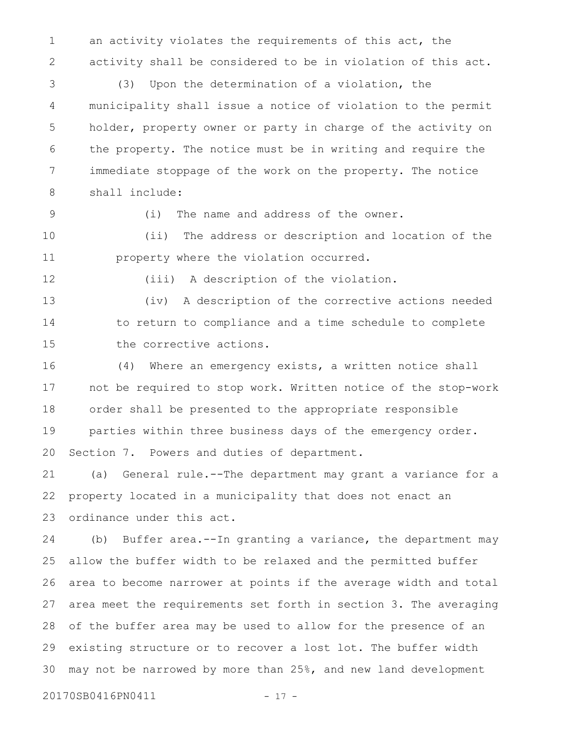an activity violates the requirements of this act, the activity shall be considered to be in violation of this act.

(3) Upon the determination of a violation, the municipality shall issue a notice of violation to the permit holder, property owner or party in charge of the activity on the property. The notice must be in writing and require the immediate stoppage of the work on the property. The notice shall include:

(i) The name and address of the owner.

(ii) The address or description and location of the property where the violation occurred.

(iii) A description of the violation.

(iv) A description of the corrective actions needed to return to compliance and a time schedule to complete the corrective actions.

(4) Where an emergency exists, a written notice shall not be required to stop work. Written notice of the stop-work order shall be presented to the appropriate responsible parties within three business days of the emergency order.

Section 7. Powers and duties of department.

(a) General rule.--The department may grant a variance for a property located in a municipality that does not enact an ordinance under this act.

(b) Buffer area.--In granting a variance, the department may allow the buffer width to be relaxed and the permitted buffer area to become narrower at points if the average width and total area meet the requirements set forth in section 3. The averaging of the buffer area may be used to allow for the presence of an existing structure or to recover a lost lot. The buffer width may not be narrowed by more than 25%, and new land development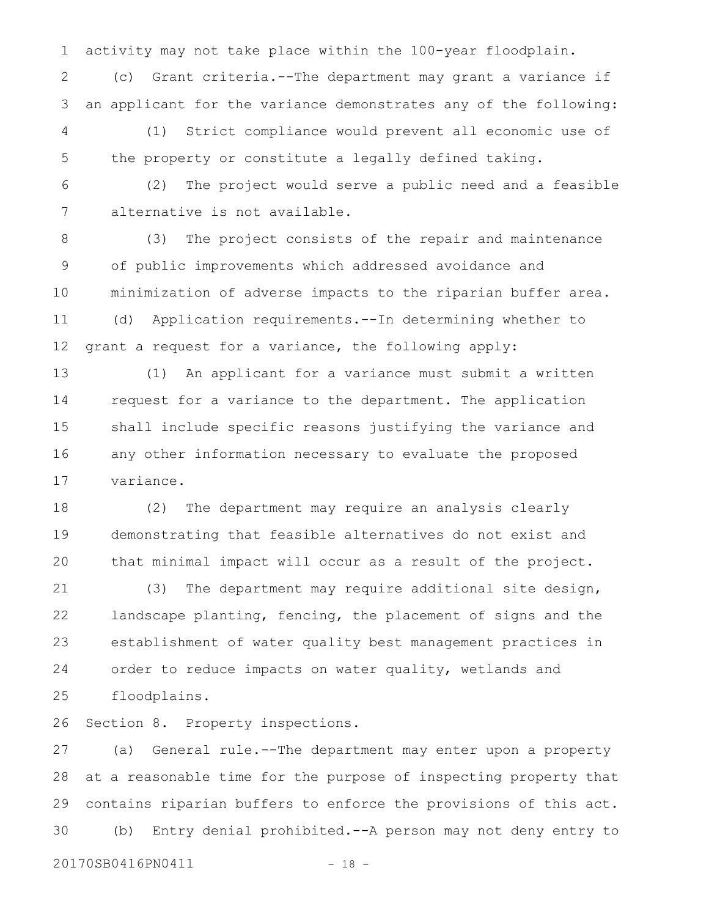activity may not take place within the 100-year floodplain.

(c) Grant criteria.--The department may grant a variance if an applicant for the variance demonstrates any of the following:

(1) Strict compliance would prevent all economic use of the property or constitute a legally defined taking.

(2) The project would serve a public need and a feasible alternative is not available.

(3) The project consists of the repair and maintenance of public improvements which addressed avoidance and minimization of adverse impacts to the riparian buffer area.

(d) Application requirements.--In determining whether to grant a request for a variance, the following apply:

(1) An applicant for a variance must submit a written request for a variance to the department. The application shall include specific reasons justifying the variance and any other information necessary to evaluate the proposed variance.

(2) The department may require an analysis clearly demonstrating that feasible alternatives do not exist and that minimal impact will occur as a result of the project.

(3) The department may require additional site design, landscape planting, fencing, the placement of signs and the establishment of water quality best management practices in order to reduce impacts on water quality, wetlands and floodplains.

Section 8. Property inspections.

(a) General rule.--The department may enter upon a property at a reasonable time for the purpose of inspecting property that contains riparian buffers to enforce the provisions of this act.

(b) Entry denial prohibited.--A person may not deny entry to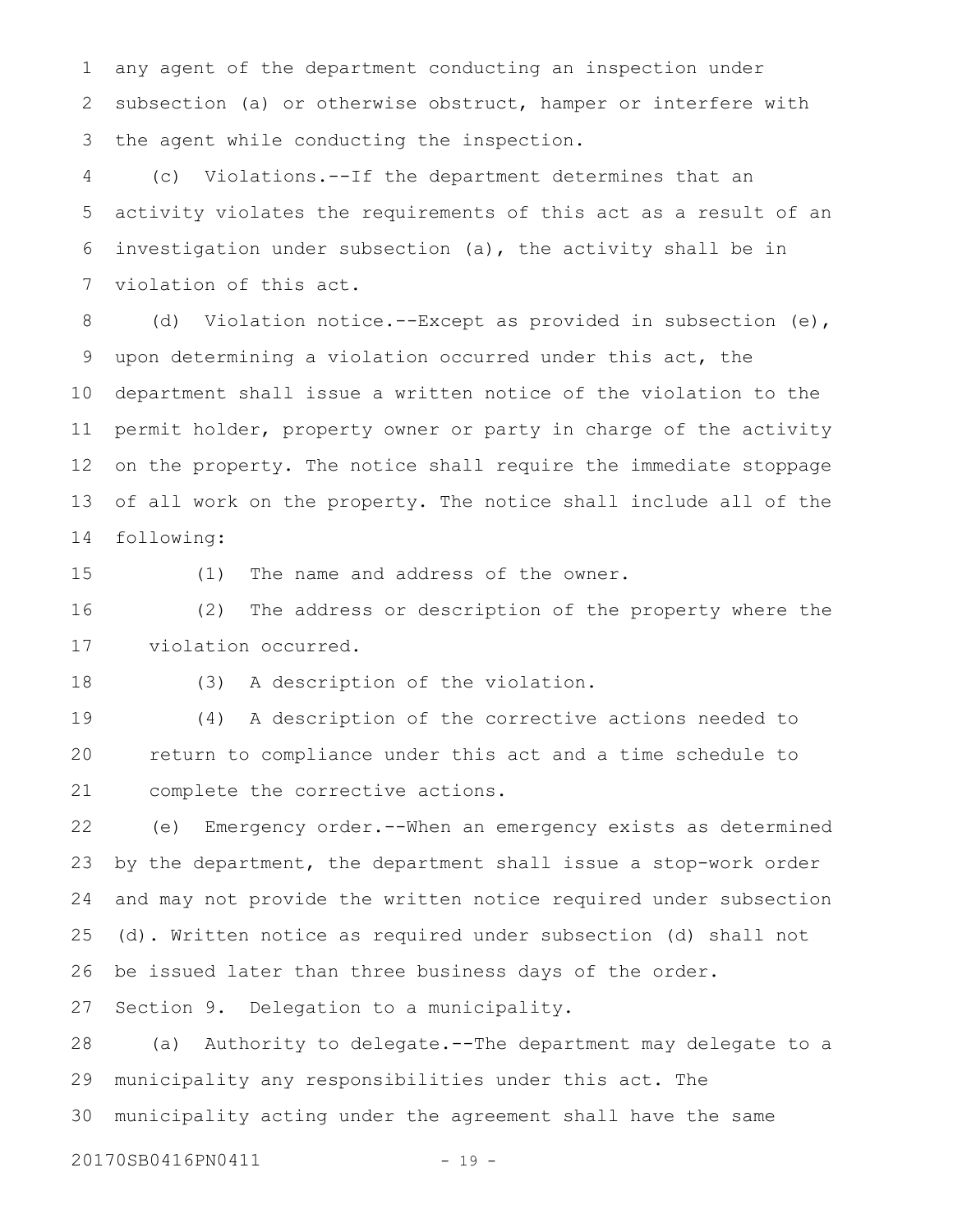any agent of the department conducting an inspection under subsection (a) or otherwise obstruct, hamper or interfere with the agent while conducting the inspection.

(c) Violations.--If the department determines that an activity violates the requirements of this act as a result of an investigation under subsection (a), the activity shall be in violation of this act.

(d) Violation notice.--Except as provided in subsection (e), upon determining a violation occurred under this act, the department shall issue a written notice of the violation to the permit holder, property owner or party in charge of the activity on the property. The notice shall require the immediate stoppage of all work on the property. The notice shall include all of the following:

(1) The name and address of the owner.

(2) The address or description of the property where the violation occurred.

(3) A description of the violation.

(4) A description of the corrective actions needed to return to compliance under this act and a time schedule to complete the corrective actions.

(e) Emergency order.--When an emergency exists as determined by the department, the department shall issue a stop-work order and may not provide the written notice required under subsection (d). Written notice as required under subsection (d) shall not be issued later than three business days of the order.

Section 9. Delegation to a municipality.

(a) Authority to delegate.--The department may delegate to a municipality any responsibilities under this act. The municipality acting under the agreement shall have the same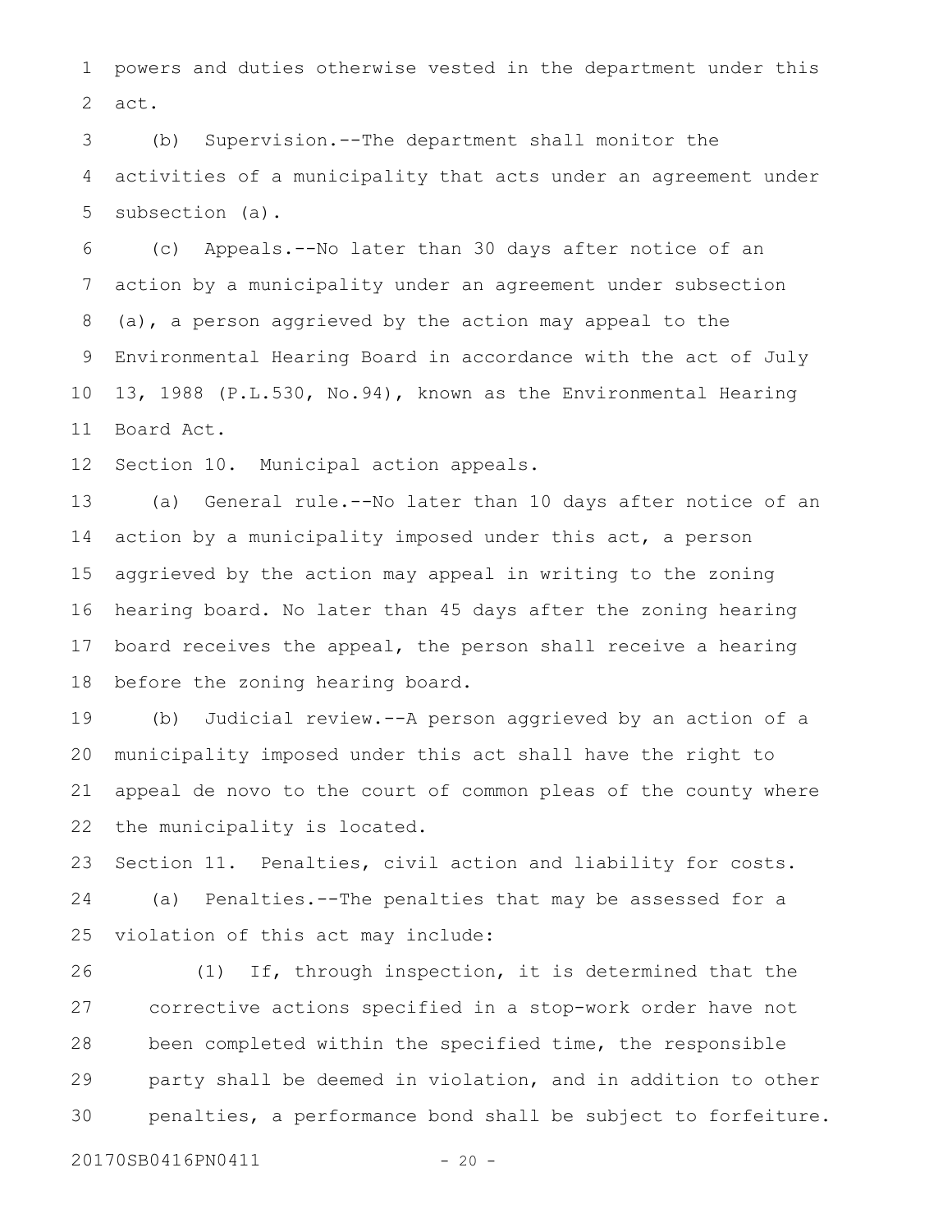powers and duties otherwise vested in the department under this act.

(b) Supervision.--The department shall monitor the activities of a municipality that acts under an agreement under subsection (a).

(c) Appeals.--No later than 30 days after notice of an action by a municipality under an agreement under subsection (a), a person aggrieved by the action may appeal to the Environmental Hearing Board in accordance with the act of July 13, 1988 (P.L.530, No.94), known as the Environmental Hearing Board Act.

Section 10. Municipal action appeals.

(a) General rule.--No later than 10 days after notice of an action by a municipality imposed under this act, a person aggrieved by the action may appeal in writing to the zoning hearing board. No later than 45 days after the zoning hearing board receives the appeal, the person shall receive a hearing before the zoning hearing board.

(b) Judicial review.--A person aggrieved by an action of a municipality imposed under this act shall have the right to appeal de novo to the court of common pleas of the county where the municipality is located.

Section 11. Penalties, civil action and liability for costs.

(a) Penalties.--The penalties that may be assessed for a violation of this act may include:

(1) If, through inspection, it is determined that the corrective actions specified in a stop-work order have not been completed within the specified time, the responsible party shall be deemed in violation, and in addition to other penalties, a performance bond shall be subject to forfeiture.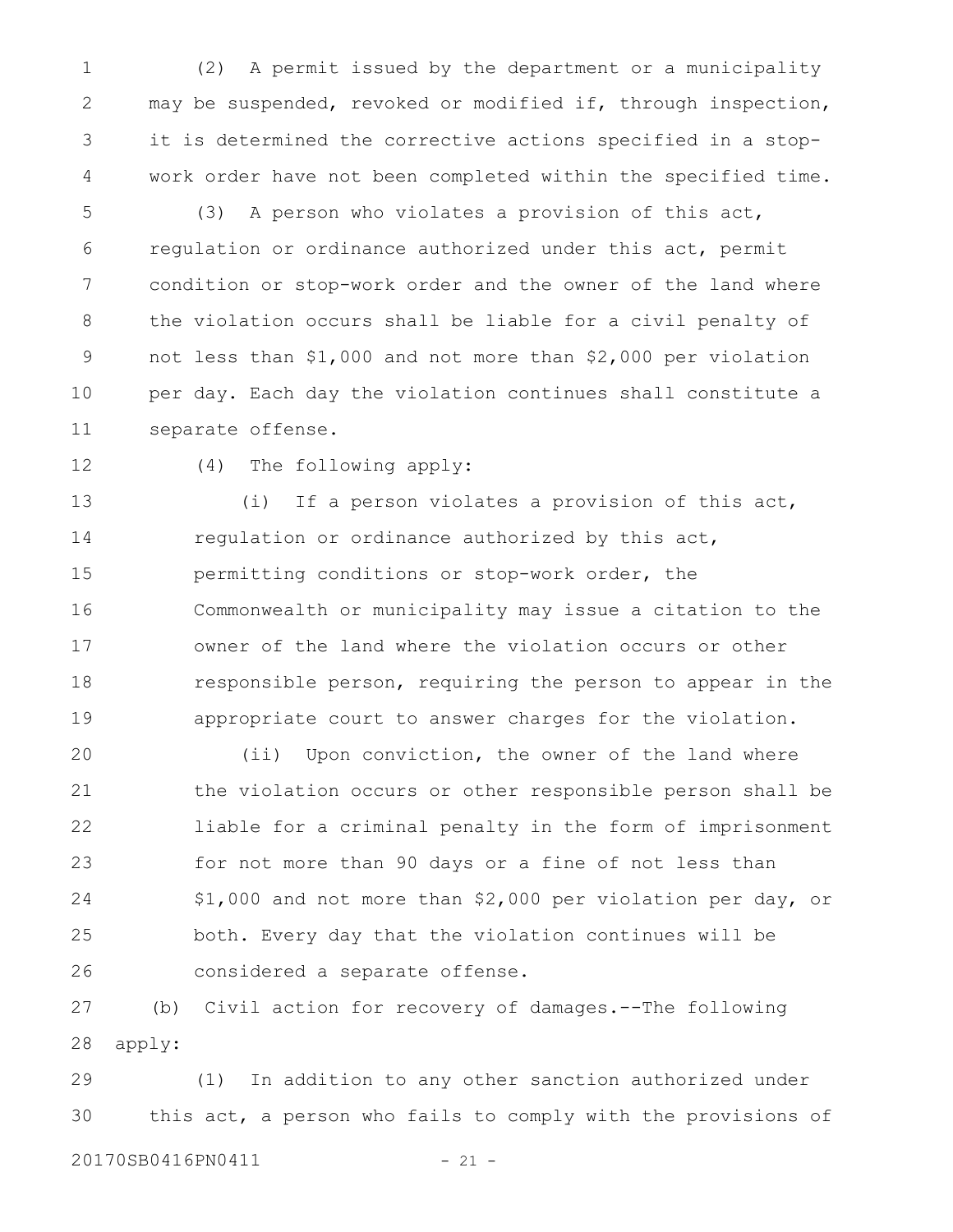(2) A permit issued by the department or a municipality may be suspended, revoked or modified if, through inspection, it is determined the corrective actions specified in a stop-work order have not been completed within the specified time.

(3) A person who violates a provision of this act, regulation or ordinance authorized under this act, permit condition or stop-work order and the owner of the land where the violation occurs shall be liable for a civil penalty of not less than $1,000 and not more than $2,000 per violation per day. Each day the violation continues shall constitute a separate offense.

(4) The following apply:

(i) If a person violates a provision of this act, regulation or ordinance authorized by this act, permitting conditions or stop-work order, the Commonwealth or municipality may issue a citation to the owner of the land where the violation occurs or other responsible person, requiring the person to appear in the appropriate court to answer charges for the violation.

(ii) Upon conviction, the owner of the land where the violation occurs or other responsible person shall be liable for a criminal penalty in the form of imprisonment for not more than 90 days or a fine of not less than $1,000 and not more than $2,000 per violation per day, or both. Every day that the violation continues will be considered a separate offense.

(b) Civil action for recovery of damages.--The following apply:

(1) In addition to any other sanction authorized under this act, a person who fails to comply with the provisions of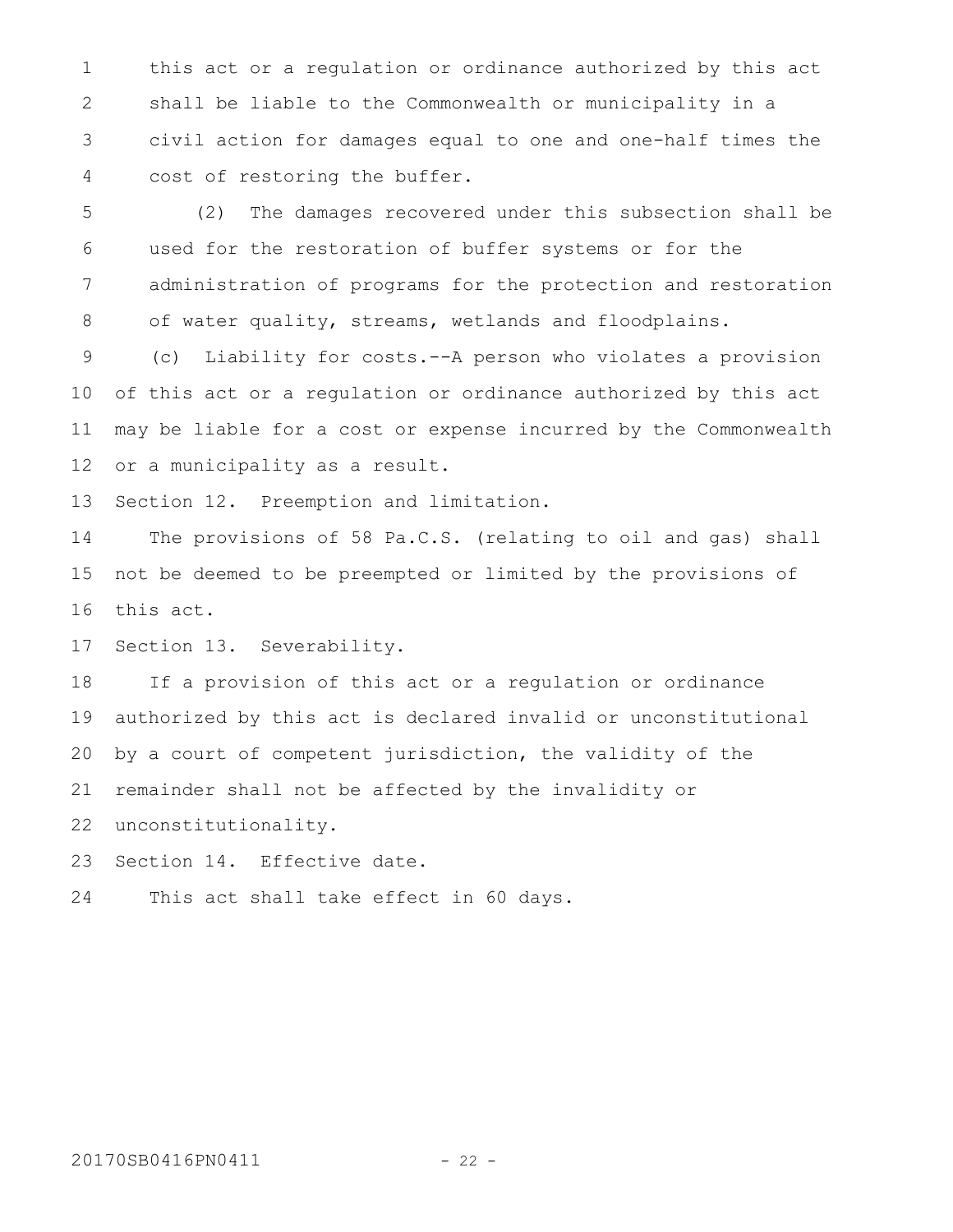this act or a regulation or ordinance authorized by this act shall be liable to the Commonwealth or municipality in a civil action for damages equal to one and one-half times the cost of restoring the buffer.

(2) The damages recovered under this subsection shall be used for the restoration of buffer systems or for the administration of programs for the protection and restoration of water quality, streams, wetlands and floodplains.

(c) Liability for costs.--A person who violates a provision of this act or a regulation or ordinance authorized by this act may be liable for a cost or expense incurred by the Commonwealth or a municipality as a result.

Section 12. Preemption and limitation.

The provisions of 58 Pa.C.S. (relating to oil and gas) shall not be deemed to be preempted or limited by the provisions of this act.

Section 13. Severability.

If a provision of this act or a regulation or ordinance authorized by this act is declared invalid or unconstitutional by a court of competent jurisdiction, the validity of the remainder shall not be affected by the invalidity or unconstitutionality.

Section 14. Effective date.

This act shall take effect in 60 days.